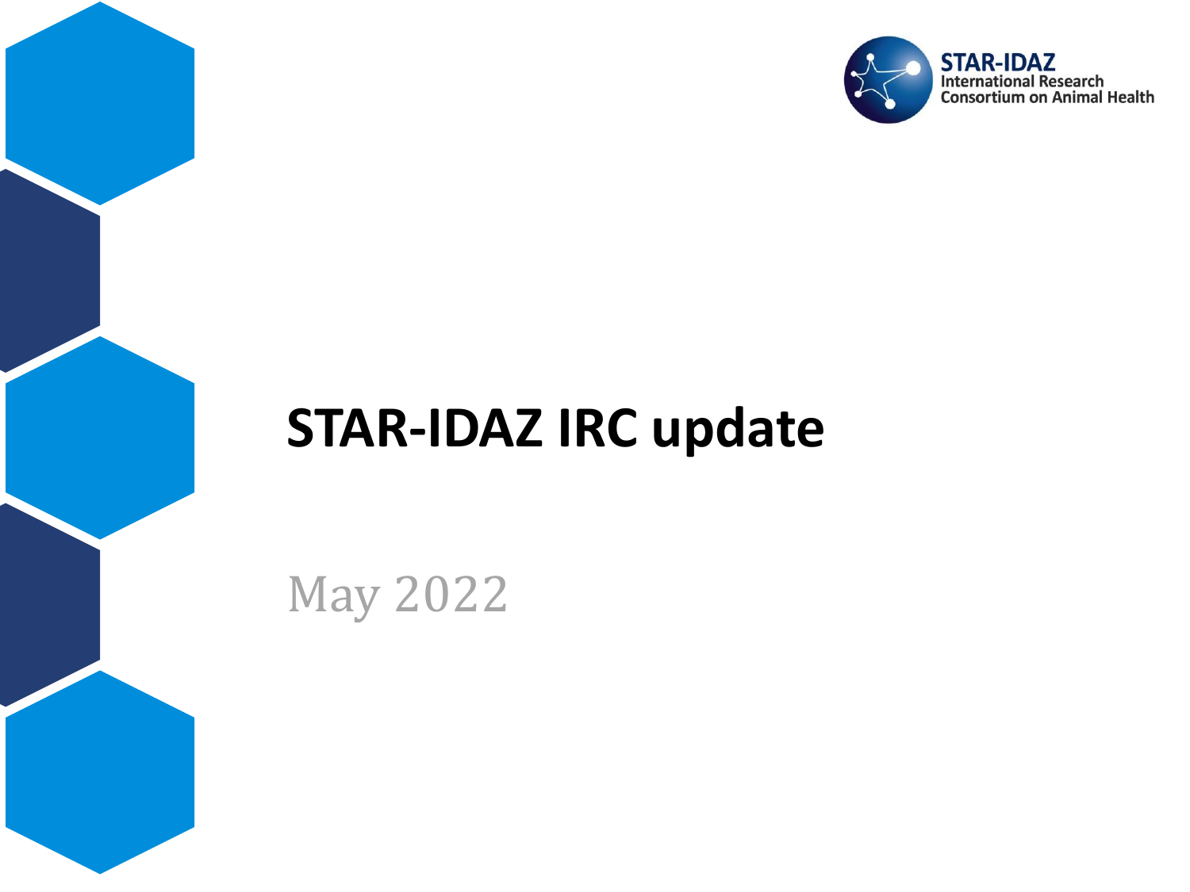STAR-IDAZ
International Research
Consortium on Animal Health

# STAR-IDAZ IRC update

May 2022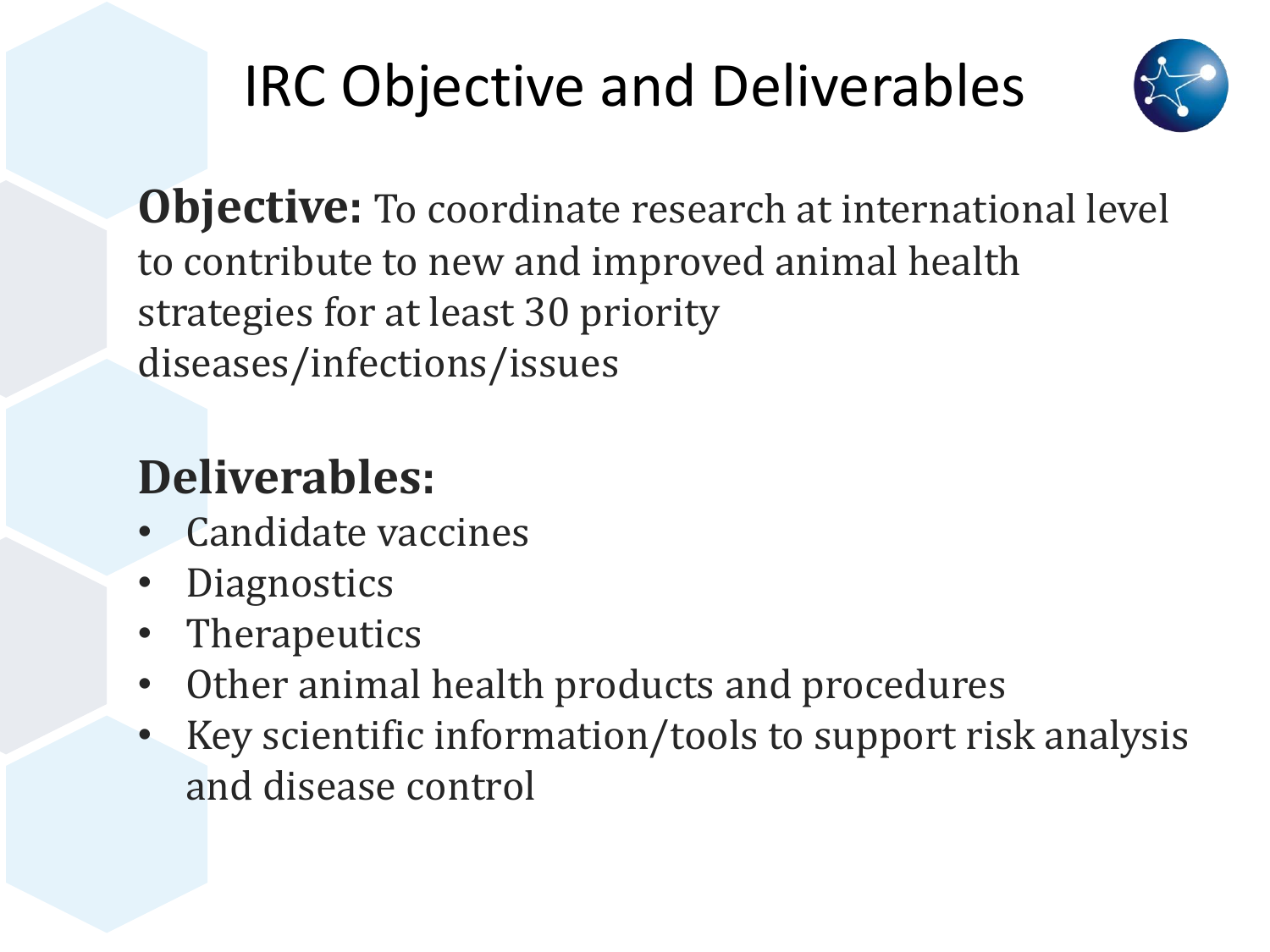# IRC Objective and Deliverables

**Objective:** To coordinate research at international level to contribute to new and improved animal health strategies for at least 30 priority diseases/infections/issues

**Deliverables:**

- Candidate vaccines
- Diagnostics
- Therapeutics
- Other animal health products and procedures
- Key scientific information/tools to support risk analysis and disease control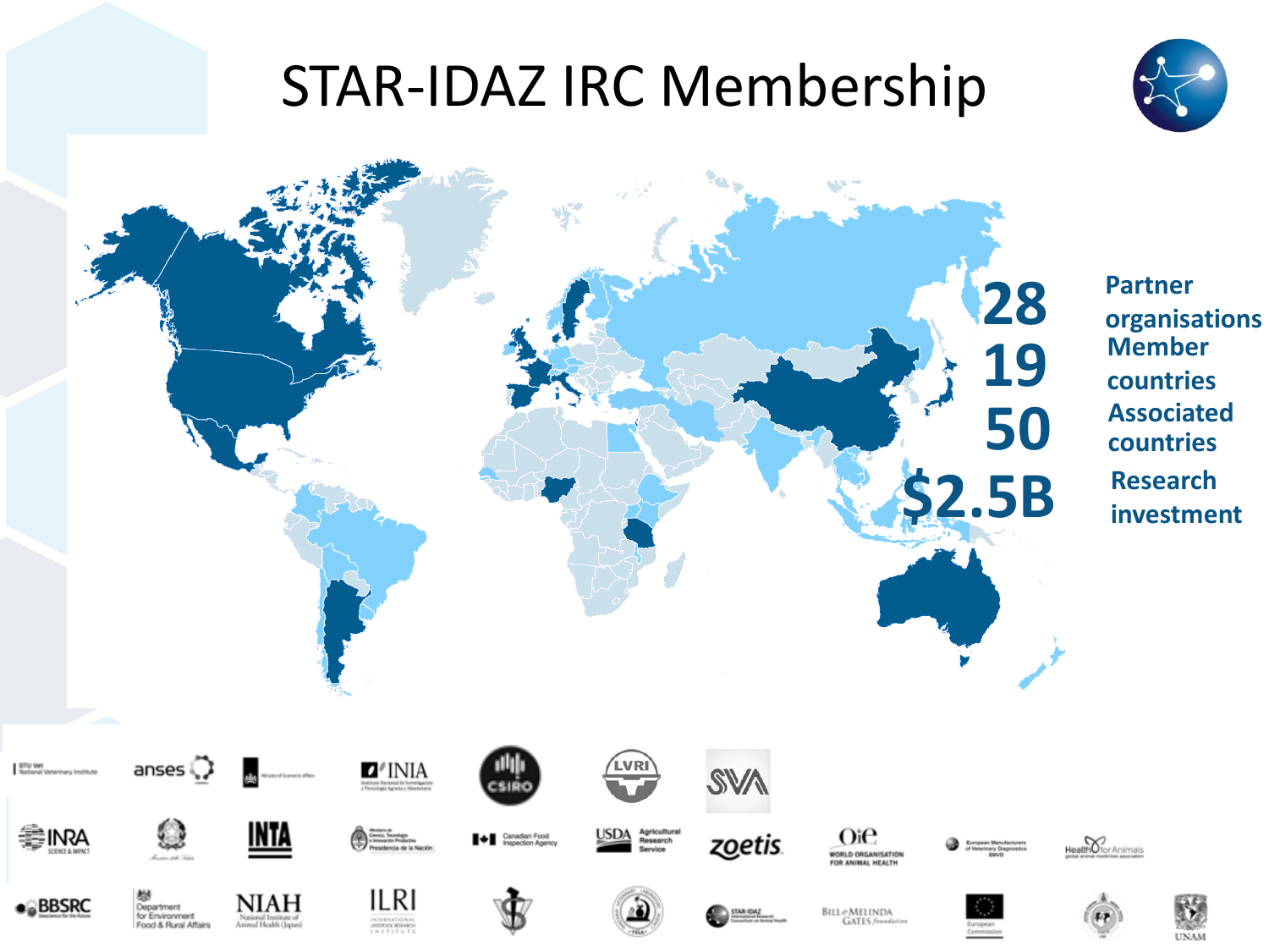# STAR-IDAZ IRC Membership

**28** Partner organisations

**19** Member countries

**50** Associated countries

**$2.5B** Research investment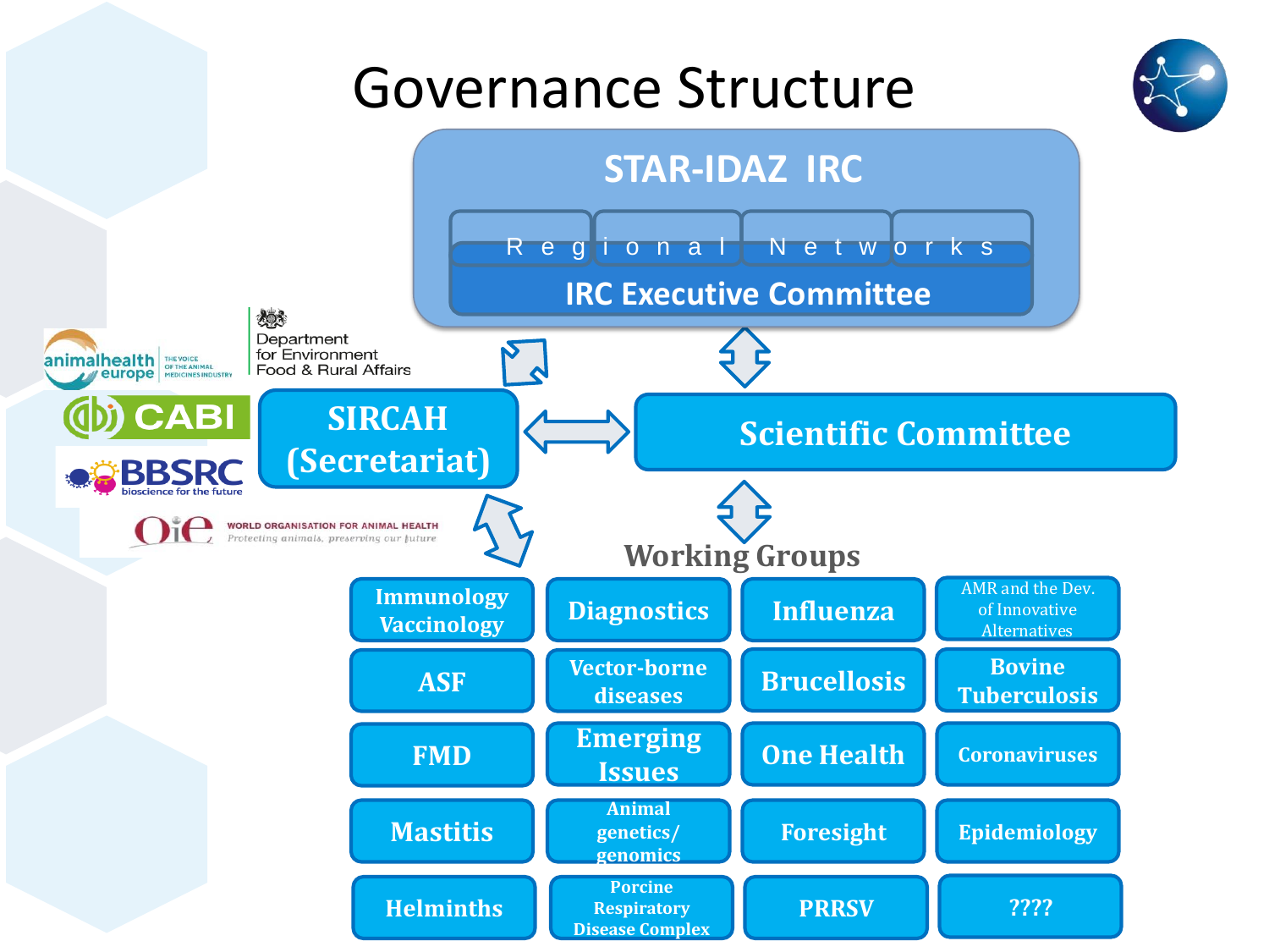# Governance Structure

**STAR-IDAZ IRC**

Regional Networks

IRC Executive Committee

animalhealth europe — The voice of the animal medicines industry

Department for Environment Food & Rural Affairs

CABI

BBSRC — bioscience for the future

OIE — World Organisation for Animal Health — Protecting animals, preserving our future

**SIRCAH (Secretariat)**

**Scientific Committee**

## Working Groups

| | | | |
|---|---|---|---|
| Immunology Vaccinology | Diagnostics | Influenza | AMR and the Dev. of Innovative Alternatives |
| ASF | Vector-borne diseases | Brucellosis | Bovine Tuberculosis |
| FMD | Emerging Issues | One Health | Coronaviruses |
| Mastitis | Animal genetics/ genomics | Foresight | Epidemiology |
| Helminths | Porcine Respiratory Disease Complex | PRRSV | ???? |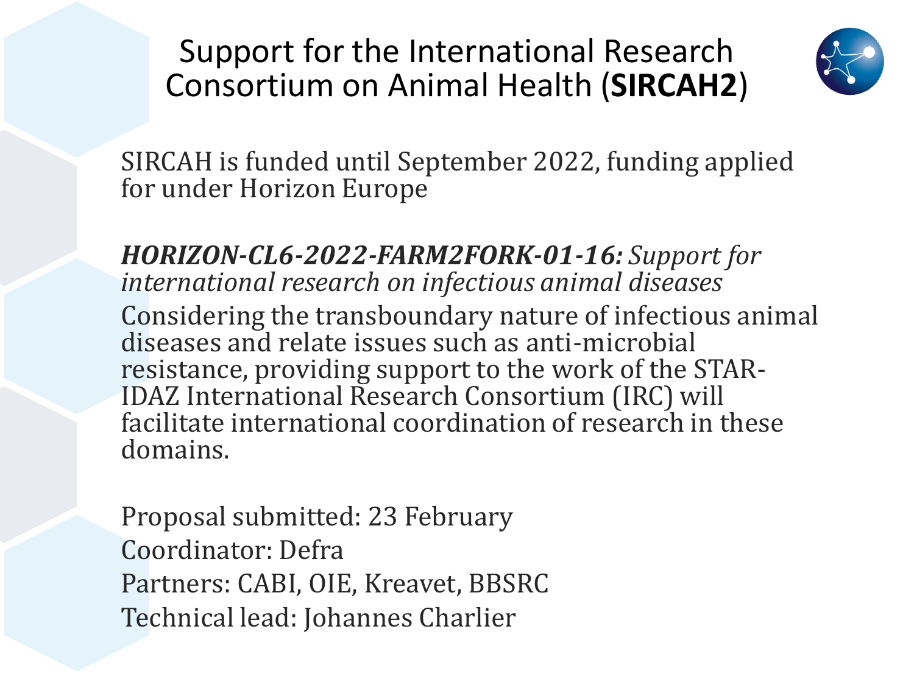# Support for the International Research Consortium on Animal Health (**SIRCAH2**)

SIRCAH is funded until September 2022, funding applied for under Horizon Europe

***HORIZON-CL6-2022-FARM2FORK-01-16:*** *Support for international research on infectious animal diseases*

Considering the transboundary nature of infectious animal diseases and relate issues such as anti-microbial resistance, providing support to the work of the STAR-IDAZ International Research Consortium (IRC) will facilitate international coordination of research in these domains.

Proposal submitted: 23 February
Coordinator: Defra
Partners: CABI, OIE, Kreavet, BBSRC
Technical lead: Johannes Charlier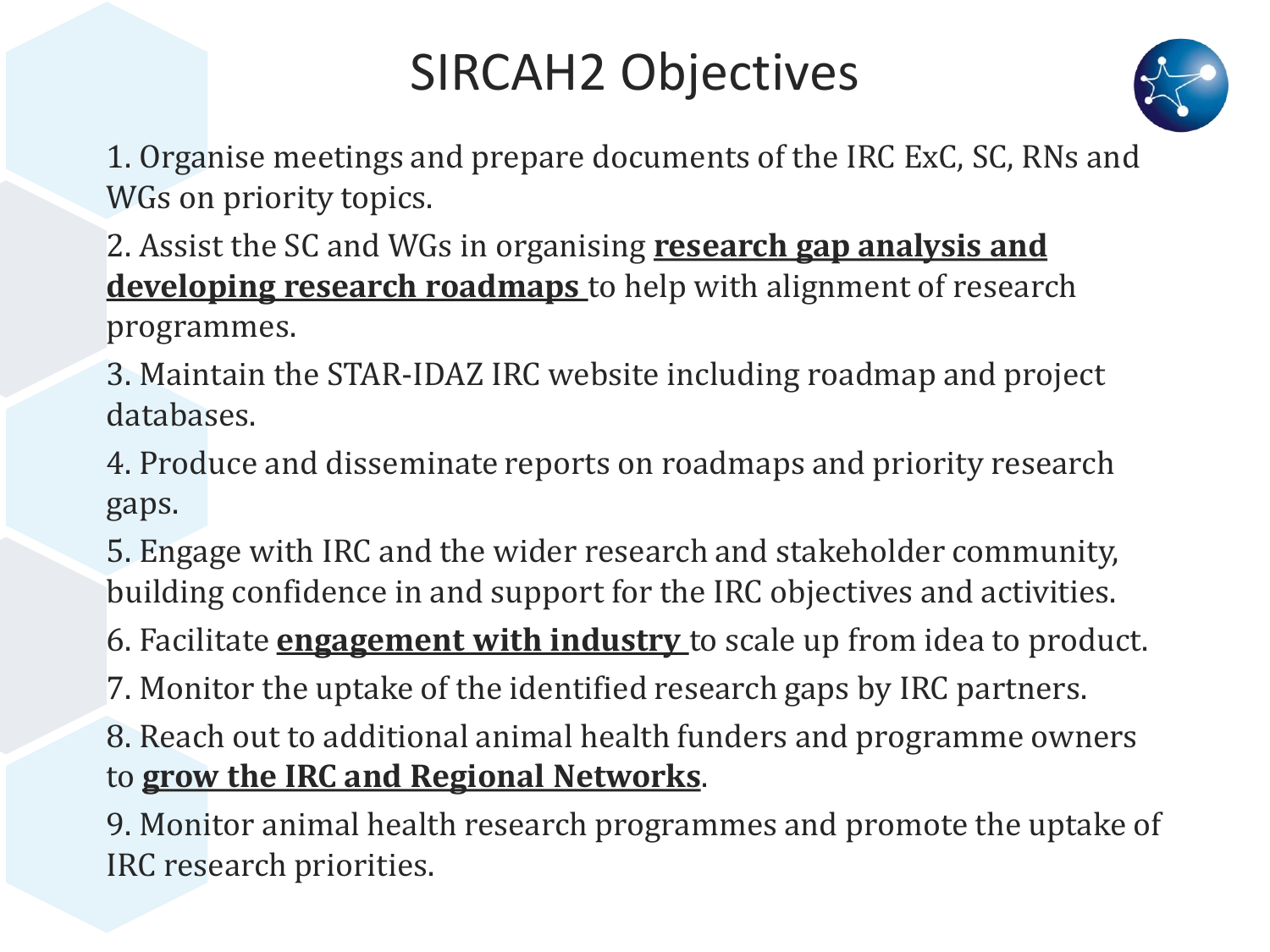# SIRCAH2 Objectives

1. Organise meetings and prepare documents of the IRC ExC, SC, RNs and WGs on priority topics.
2. Assist the SC and WGs in organising **research gap analysis and developing research roadmaps** to help with alignment of research programmes.
3. Maintain the STAR-IDAZ IRC website including roadmap and project databases.
4. Produce and disseminate reports on roadmaps and priority research gaps.
5. Engage with IRC and the wider research and stakeholder community, building confidence in and support for the IRC objectives and activities.
6. Facilitate **engagement with industry** to scale up from idea to product.
7. Monitor the uptake of the identified research gaps by IRC partners.
8. Reach out to additional animal health funders and programme owners to **grow the IRC and Regional Networks**.
9. Monitor animal health research programmes and promote the uptake of IRC research priorities.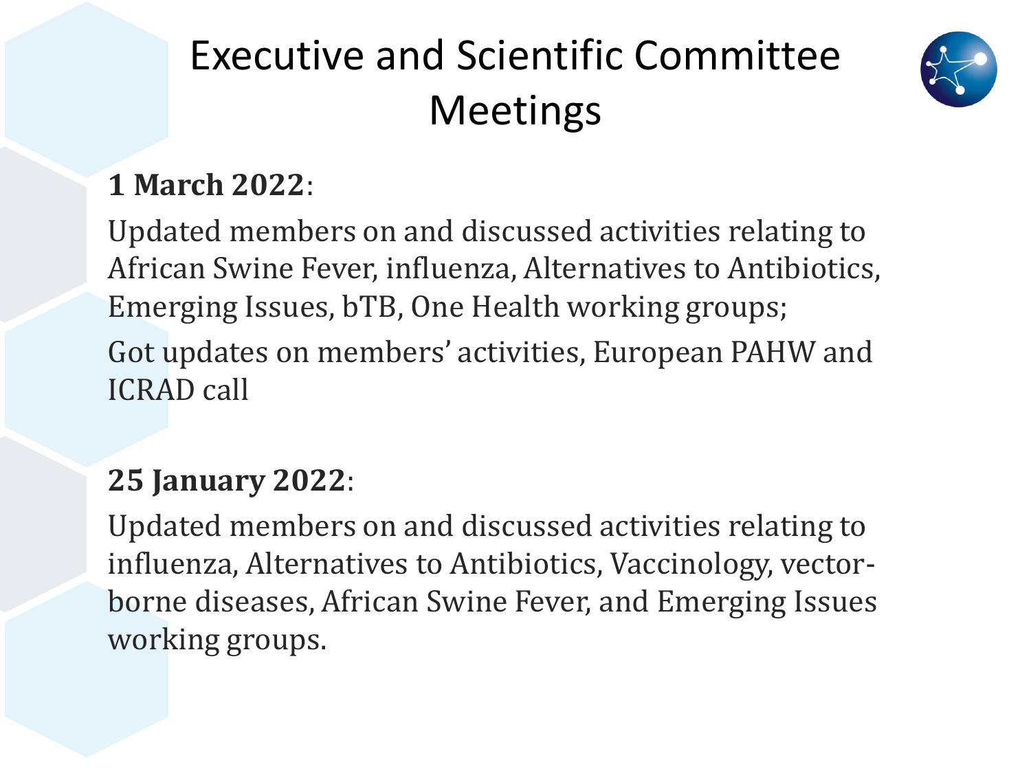# Executive and Scientific Committee Meetings

**1 March 2022**:

Updated members on and discussed activities relating to African Swine Fever, influenza, Alternatives to Antibiotics, Emerging Issues, bTB, One Health working groups;

Got updates on members' activities, European PAHW and ICRAD call

**25 January 2022**:

Updated members on and discussed activities relating to influenza, Alternatives to Antibiotics, Vaccinology, vector-borne diseases, African Swine Fever, and Emerging Issues working groups.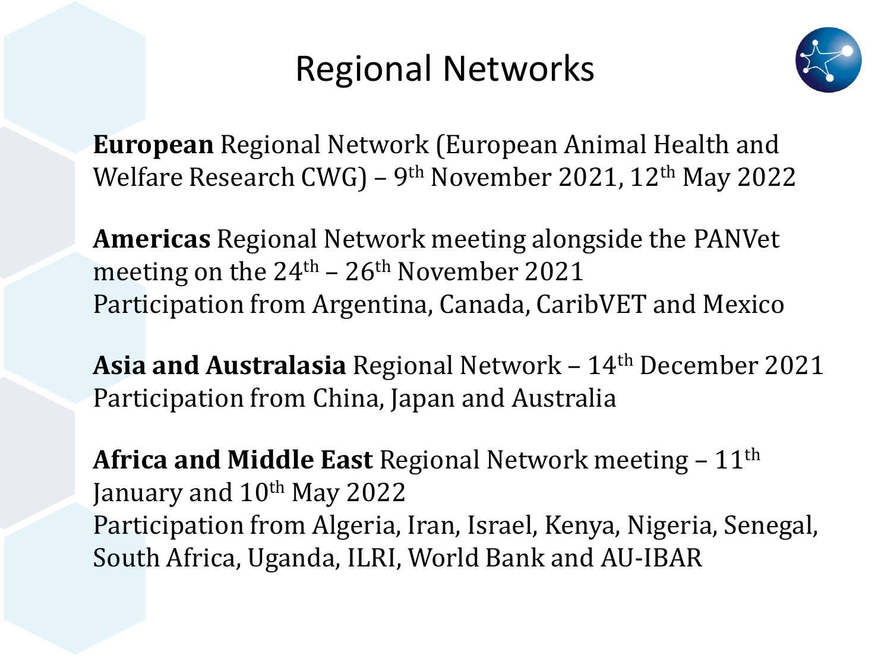# Regional Networks

**European** Regional Network (European Animal Health and Welfare Research CWG) – 9th November 2021, 12th May 2022

**Americas** Regional Network meeting alongside the PANVet meeting on the 24th – 26th November 2021
Participation from Argentina, Canada, CaribVET and Mexico

**Asia and Australasia** Regional Network – 14th December 2021
Participation from China, Japan and Australia

**Africa and Middle East** Regional Network meeting – 11th January and 10th May 2022
Participation from Algeria, Iran, Israel, Kenya, Nigeria, Senegal, South Africa, Uganda, ILRI, World Bank and AU-IBAR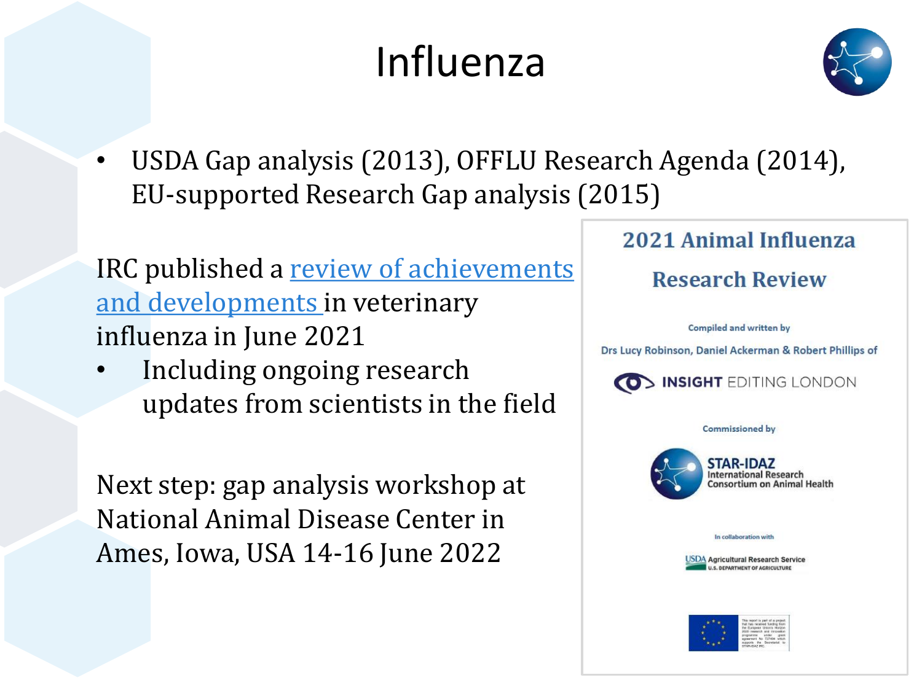# Influenza

- USDA Gap analysis (2013), OFFLU Research Agenda (2014), EU-supported Research Gap analysis (2015)

IRC published a review of achievements and developments in veterinary influenza in June 2021

- Including ongoing research updates from scientists in the field

Next step: gap analysis workshop at National Animal Disease Center in Ames, Iowa, USA 14-16 June 2022

**2021 Animal Influenza Research Review**

Compiled and written by

Drs Lucy Robinson, Daniel Ackerman & Robert Phillips of

INSIGHT EDITING LONDON

Commissioned by

STAR-IDAZ International Research Consortium on Animal Health

In collaboration with

USDA Agricultural Research Service U.S. DEPARTMENT OF AGRICULTURE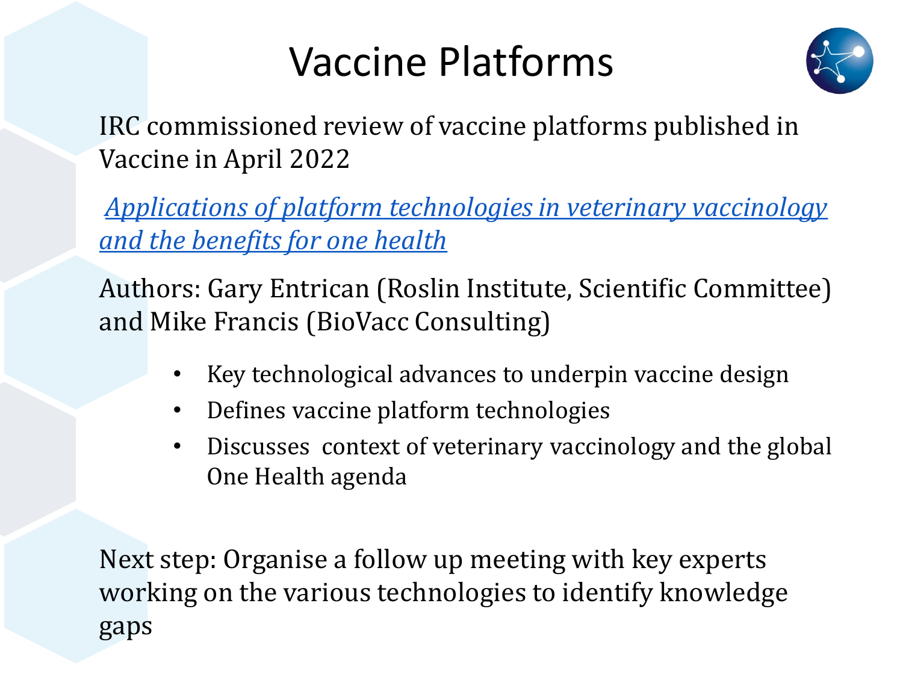# Vaccine Platforms

IRC commissioned review of vaccine platforms published in Vaccine in April 2022

*Applications of platform technologies in veterinary vaccinology and the benefits for one health*

Authors: Gary Entrican (Roslin Institute, Scientific Committee) and Mike Francis (BioVacc Consulting)

- Key technological advances to underpin vaccine design
- Defines vaccine platform technologies
- Discusses context of veterinary vaccinology and the global One Health agenda

Next step: Organise a follow up meeting with key experts working on the various technologies to identify knowledge gaps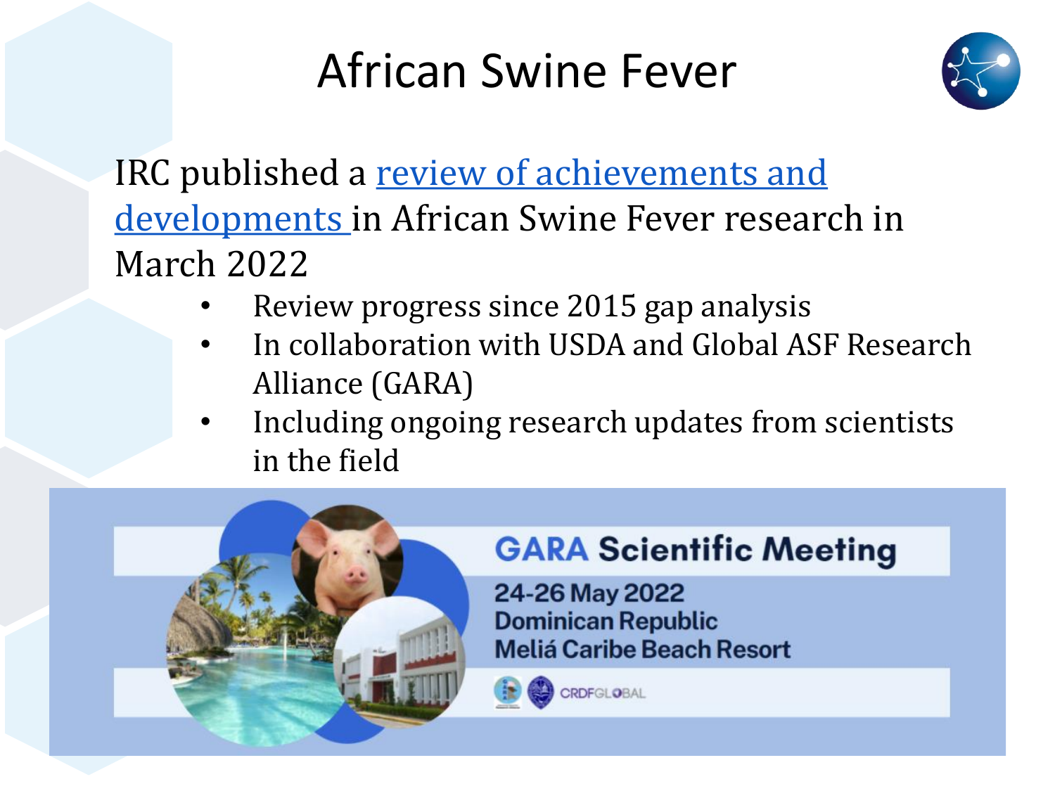# African Swine Fever

IRC published a review of achievements and developments in African Swine Fever research in March 2022

- Review progress since 2015 gap analysis
- In collaboration with USDA and Global ASF Research Alliance (GARA)
- Including ongoing research updates from scientists in the field

**GARA Scientific Meeting**

**24-26 May 2022**
**Dominican Republic**
**Meliá Caribe Beach Resort**

CRDFGLOBAL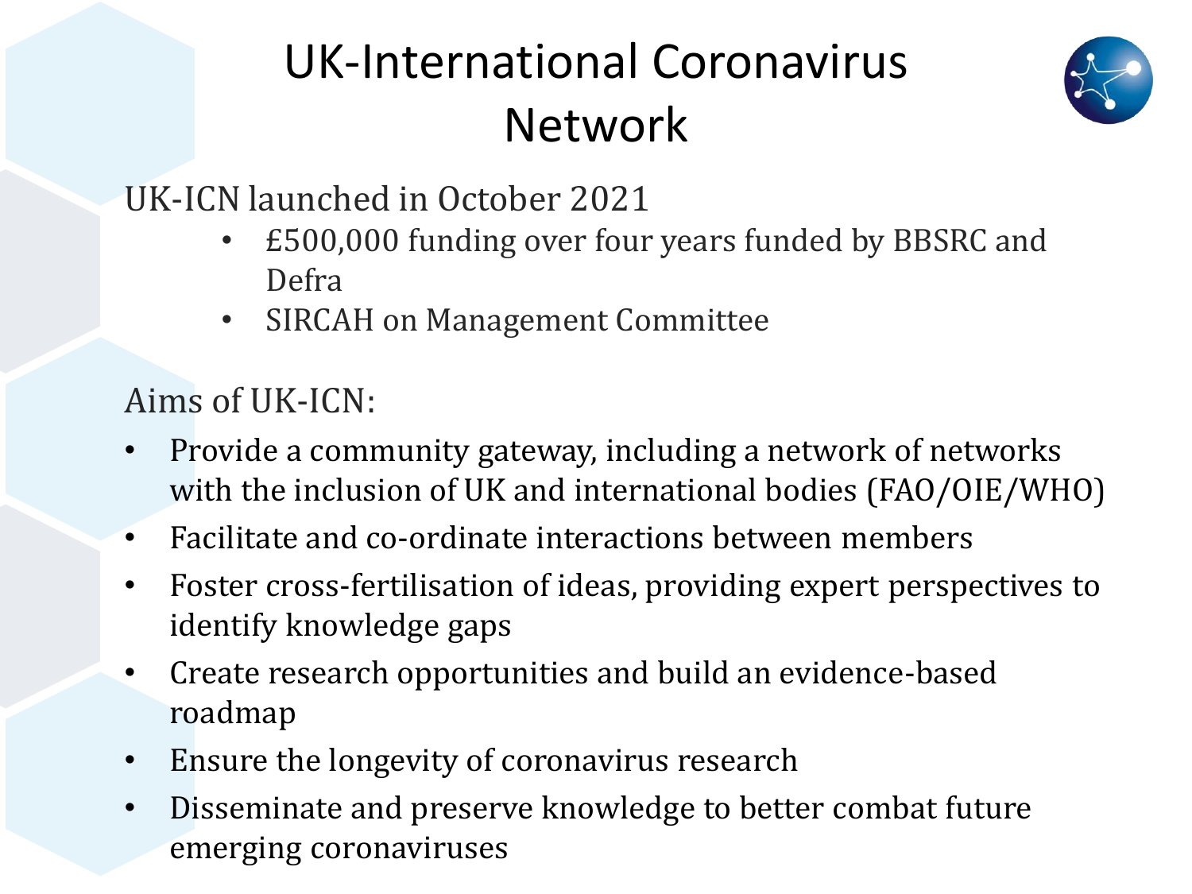# UK-International Coronavirus Network

UK-ICN launched in October 2021

- £500,000 funding over four years funded by BBSRC and Defra
- SIRCAH on Management Committee

Aims of UK-ICN:

- Provide a community gateway, including a network of networks with the inclusion of UK and international bodies (FAO/OIE/WHO)
- Facilitate and co-ordinate interactions between members
- Foster cross-fertilisation of ideas, providing expert perspectives to identify knowledge gaps
- Create research opportunities and build an evidence-based roadmap
- Ensure the longevity of coronavirus research
- Disseminate and preserve knowledge to better combat future emerging coronaviruses